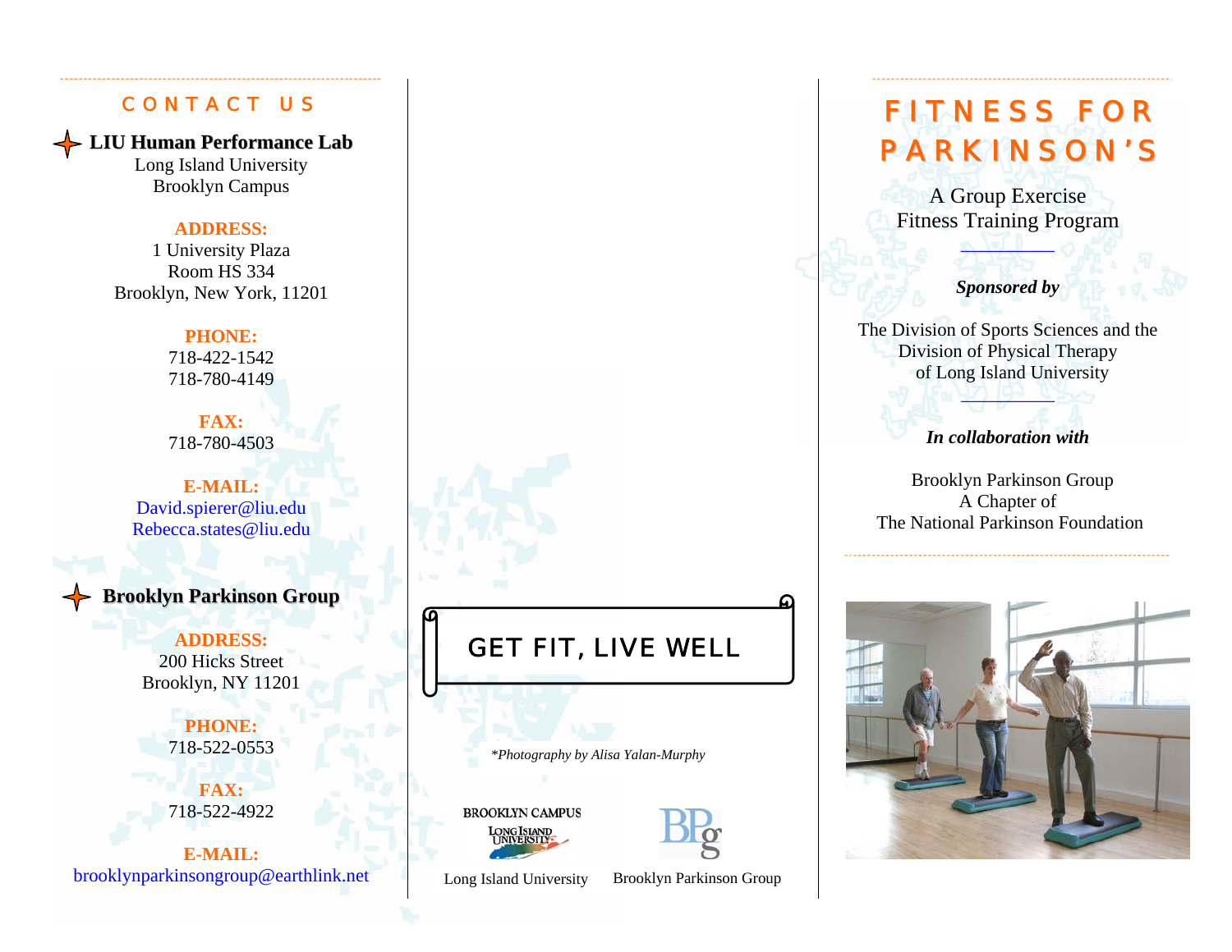## CONTACT US

### LIU Human Performance Lab

Long Island University
Brooklyn Campus

**ADDRESS:**
1 University Plaza
Room HS 334
Brooklyn, New York, 11201

**PHONE:**
718-422-1542
718-780-4149

**FAX:**
718-780-4503

**E-MAIL:**
David.spierer@liu.edu
Rebecca.states@liu.edu

### Brooklyn Parkinson Group

**ADDRESS:**
200 Hicks Street
Brooklyn, NY 11201

**PHONE:**
718-522-0553

**FAX:**
718-522-4922

**E-MAIL:**
brooklynparkinsongroup@earthlink.net

GET FIT, LIVE WELL

*\*Photography by Alisa Yalan-Murphy*

BROOKLYN CAMPUS LONG ISLAND UNIVERSITY

Long Island University

BPg

Brooklyn Parkinson Group

# FITNESS FOR PARKINSON'S

A Group Exercise
Fitness Training Program

***Sponsored by***

The Division of Sports Sciences and the Division of Physical Therapy of Long Island University

***In collaboration with***

Brooklyn Parkinson Group
A Chapter of
The National Parkinson Foundation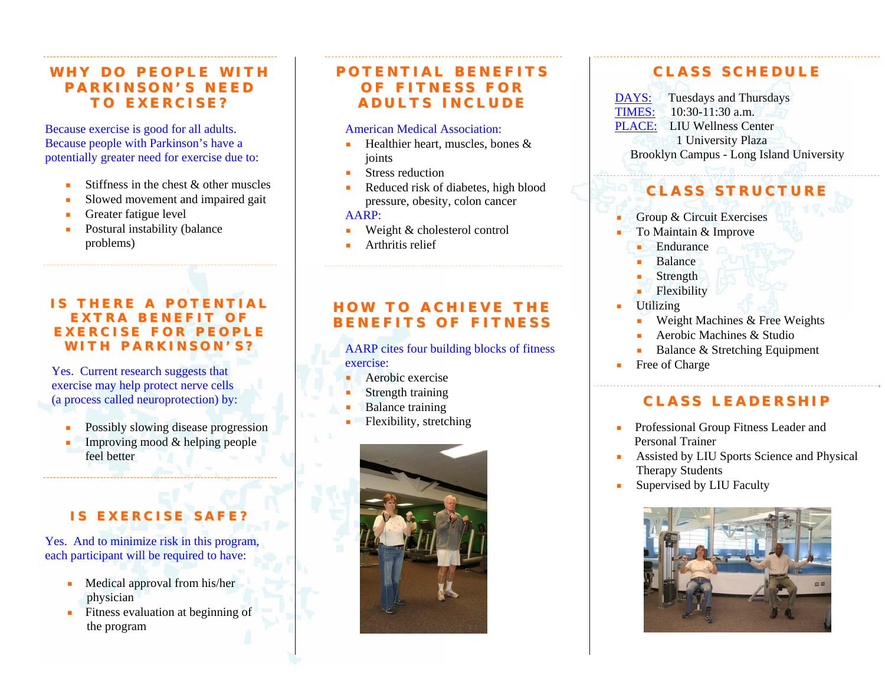## WHY DO PEOPLE WITH PARKINSON'S NEED TO EXERCISE?

Because exercise is good for all adults.
Because people with Parkinson's have a potentially greater need for exercise due to:

- Stiffness in the chest & other muscles
- Slowed movement and impaired gait
- Greater fatigue level
- Postural instability (balance problems)

## IS THERE A POTENTIAL EXTRA BENEFIT OF EXERCISE FOR PEOPLE WITH PARKINSON'S?

Yes. Current research suggests that exercise may help protect nerve cells (a process called neuroprotection) by:

- Possibly slowing disease progression
- Improving mood & helping people feel better

## IS EXERCISE SAFE?

Yes. And to minimize risk in this program, each participant will be required to have:

- Medical approval from his/her physician
- Fitness evaluation at beginning of the program

## POTENTIAL BENEFITS OF FITNESS FOR ADULTS INCLUDE

American Medical Association:

- Healthier heart, muscles, bones & joints
- Stress reduction
- Reduced risk of diabetes, high blood pressure, obesity, colon cancer

AARP:

- Weight & cholesterol control
- Arthritis relief

## HOW TO ACHIEVE THE BENEFITS OF FITNESS

AARP cites four building blocks of fitness exercise:

- Aerobic exercise
- Strength training
- Balance training
- Flexibility, stretching

## CLASS SCHEDULE

DAYS: Tuesdays and Thursdays
TIMES: 10:30-11:30 a.m.
PLACE: LIU Wellness Center
1 University Plaza
Brooklyn Campus - Long Island University

## CLASS STRUCTURE

- Group & Circuit Exercises
- To Maintain & Improve
  - Endurance
  - Balance
  - Strength
  - Flexibility
- Utilizing
  - Weight Machines & Free Weights
  - Aerobic Machines & Studio
  - Balance & Stretching Equipment
- Free of Charge

## CLASS LEADERSHIP

- Professional Group Fitness Leader and Personal Trainer
- Assisted by LIU Sports Science and Physical Therapy Students
- Supervised by LIU Faculty